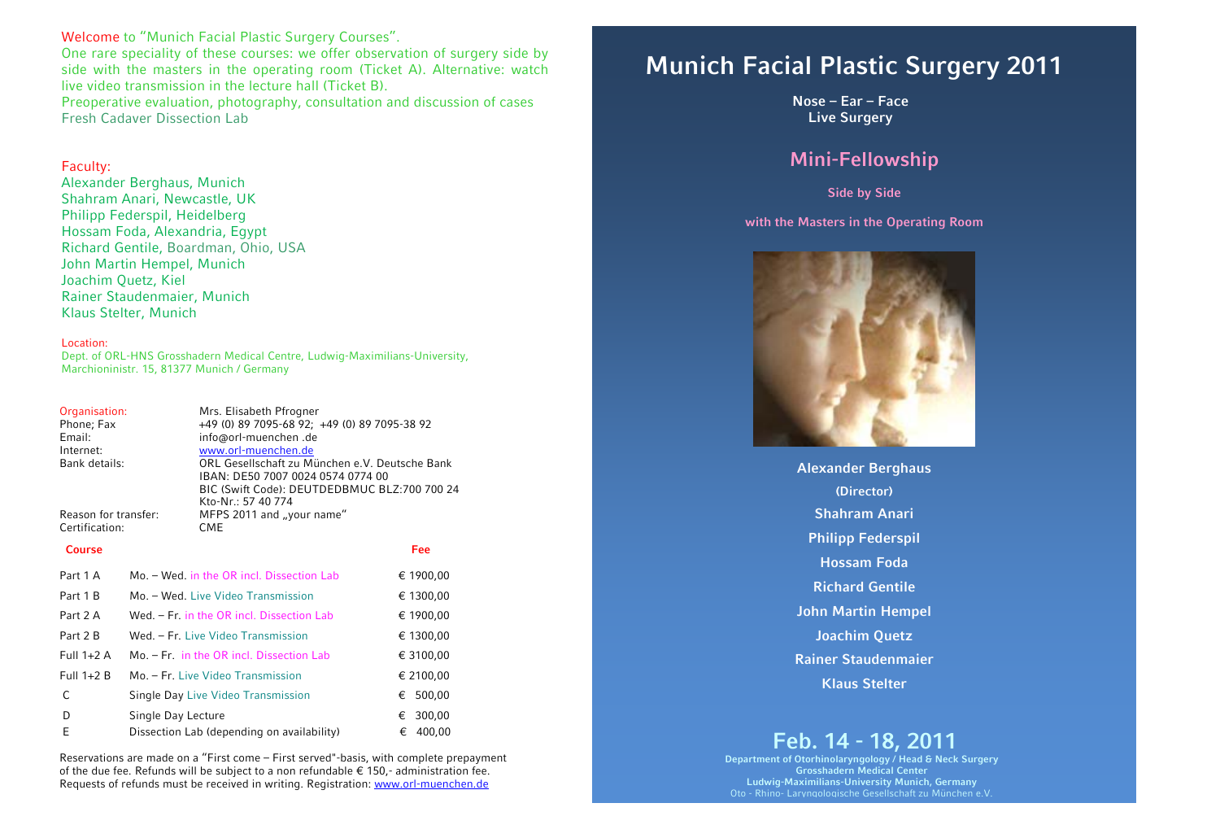Welcome to "Munich Facial Plastic Surgery Courses".

One rare speciality of these courses: we offer observation of surgery side by side with the masters in the operating room (Ticket A). Alternative: watch live video transmission in the lecture hall (Ticket B).

Preoperative evaluation, photography, consultation and discussion of cases

Fresh Cadaver Dissection Lab

Faculty:

Alexander Berghaus, Munich
Shahram Anari, Newcastle, UK
Philipp Federspil, Heidelberg
Hossam Foda, Alexandria, Egypt
Richard Gentile, Boardman, Ohio, USA
John Martin Hempel, Munich
Joachim Quetz, Kiel
Rainer Staudenmaier, Munich
Klaus Stelter, Munich

Location:
Dept. of ORL-HNS Grosshadern Medical Centre, Ludwig-Maximilians-University, Marchioninistr. 15, 81377 Munich / Germany

| | |
|---|---|
| Organisation: | Mrs. Elisabeth Pfrogner |
| Phone; Fax | +49 (0) 89 7095-68 92; +49 (0) 89 7095-38 92 |
| Email: | info@orl-muenchen .de |
| Internet: | www.orl-muenchen.de |
| Bank details: | ORL Gesellschaft zu München e.V. Deutsche Bank IBAN: DE50 7007 0024 0574 0774 00 BIC (Swift Code): DEUTDEDBMUC BLZ:700 700 24 Kto-Nr.: 57 40 774 |
| Reason for transfer: | MFPS 2011 and „your name“ |
| Certification: | CME |

| Course | | Fee |
|---|---|---|
| Part 1 A | Mo. – Wed. in the OR incl. Dissection Lab | € 1900,00 |
| Part 1 B | Mo. – Wed. Live Video Transmission | € 1300,00 |
| Part 2 A | Wed. – Fr. in the OR incl. Dissection Lab | € 1900,00 |
| Part 2 B | Wed. – Fr. Live Video Transmission | € 1300,00 |
| Full 1+2 A | Mo. – Fr. in the OR incl. Dissection Lab | € 3100,00 |
| Full 1+2 B | Mo. – Fr. Live Video Transmission | € 2100,00 |
| C | Single Day Live Video Transmission | € 500,00 |
| D | Single Day Lecture | € 300,00 |
| E | Dissection Lab (depending on availability) | € 400,00 |

Reservations are made on a "First come – First served"-basis, with complete prepayment of the due fee. Refunds will be subject to a non refundable € 150,- administration fee. Requests of refunds must be received in writing. Registration: www.orl-muenchen.de

# Munich Facial Plastic Surgery 2011

**Nose – Ear – Face**
**Live Surgery**

## Mini-Fellowship

**Side by Side**

**with the Masters in the Operating Room**

**Alexander Berghaus**
**(Director)**
**Shahram Anari**
**Philipp Federspil**
**Hossam Foda**
**Richard Gentile**
**John Martin Hempel**
**Joachim Quetz**
**Rainer Staudenmaier**
**Klaus Stelter**

## Feb. 14 - 18, 2011

**Department of Otorhinolaryngology / Head & Neck Surgery**
**Grosshadern Medical Center**
**Ludwig-Maximilians-University Munich, Germany**
Oto - Rhino- Laryngologische Gesellschaft zu München e.V.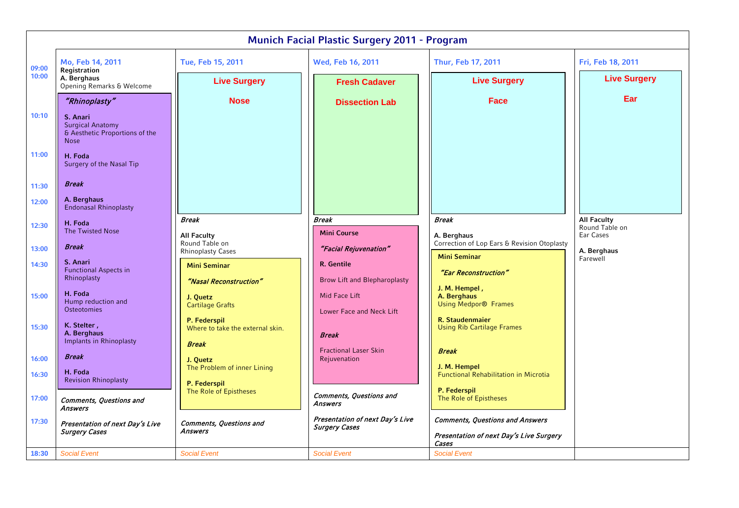# Munich Facial Plastic Surgery 2011 - Program

| | Mo, Feb 14, 2011 | Tue, Feb 15, 2011 | Wed, Feb 16, 2011 | Thur, Feb 17, 2011 | Fri, Feb 18, 2011 |
|---|---|---|---|---|---|
| 09:00 | **Registration** | **Live Surgery** | **Fresh Cadaver** | **Live Surgery** | **Live Surgery** |
| 10:00 | **A. Berghaus** Opening Remarks & Welcome | **Nose** | **Dissection Lab** | **Face** | **Ear** |
| | ***"Rhinoplasty"*** | | | | |
| 10:10 | **S. Anari** Surgical Anatomy & Aesthetic Proportions of the Nose | | | | |
| 11:00 | **H. Foda** Surgery of the Nasal Tip | | | | |
| 11:30 | ***Break*** | | | | |
| 12:00 | **A. Berghaus** Endonasal Rhinoplasty | | | | |
| 12:30 | **H. Foda** The Twisted Nose | ***Break*** | ***Break*** | ***Break*** | **All Faculty** Round Table on Ear Cases |
| 13:00 | ***Break*** | **All Faculty** Round Table on Rhinoplasty Cases | **Mini Course** ***"Facial Rejuvenation"*** | **A. Berghaus** Correction of Lop Ears & Revision Otoplasty | **A. Berghaus** Farewell |
| 14:30 | **S. Anari** Functional Aspects in Rhinoplasty | **Mini Seminar** ***"Nasal Reconstruction"*** **J. Quetz** Cartilage Grafts | **R. Gentile** Brow Lift and Blepharoplasty | **Mini Seminar** ***"Ear Reconstruction"*** | |
| 15:00 | **H. Foda** Hump reduction and Osteotomies | **P. Federspil** Where to take the external skin. | Mid Face Lift | **J. M. Hempel , A. Berghaus** Using Medpor® Frames | |
| 15:30 | **K. Stelter , A. Berghaus** Implants in Rhinoplasty | ***Break*** | Lower Face and Neck Lift | **R. Staudenmaier** Using Rib Cartilage Frames | |
| 16:00 | ***Break*** | **J. Quetz** The Problem of inner Lining | ***Break*** | ***Break*** | |
| 16:30 | **H. Foda** Revision Rhinoplasty | **P. Federspil** The Role of Epistheses | Fractional Laser Skin Rejuvenation | **J. M. Hempel** Functional Rehabilitation in Microtia | |
| 17:00 | *Comments, Questions and Answers* | | *Comments, Questions and Answers* | **P. Federspil** The Role of Epistheses | |
| 17:30 | *Presentation of next Day's Live Surgery Cases* | *Comments, Questions and Answers* | *Presentation of next Day's Live Surgery Cases* | *Comments, Questions and Answers* *Presentation of next Day's Live Surgery Cases* | |
| 18:30 | Social Event | Social Event | Social Event | Social Event | |